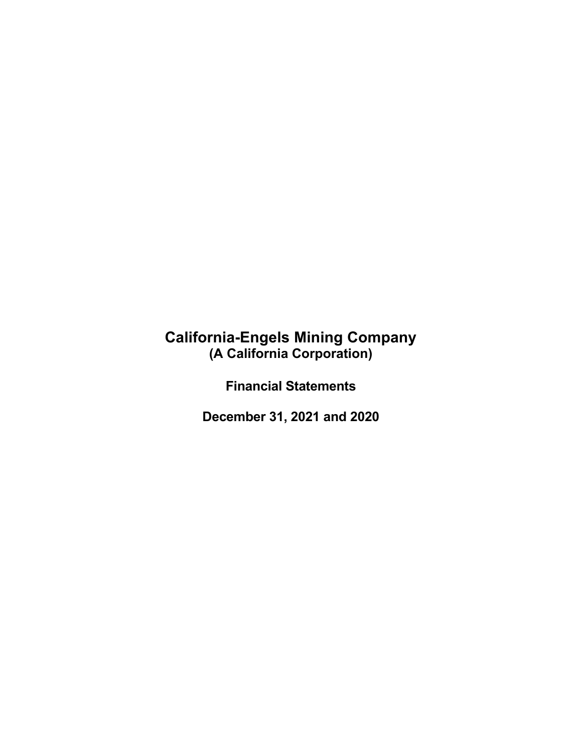# California-Engels Mining Company

## (A California Corporation)

## Financial Statements

## December 31, 2021 and 2020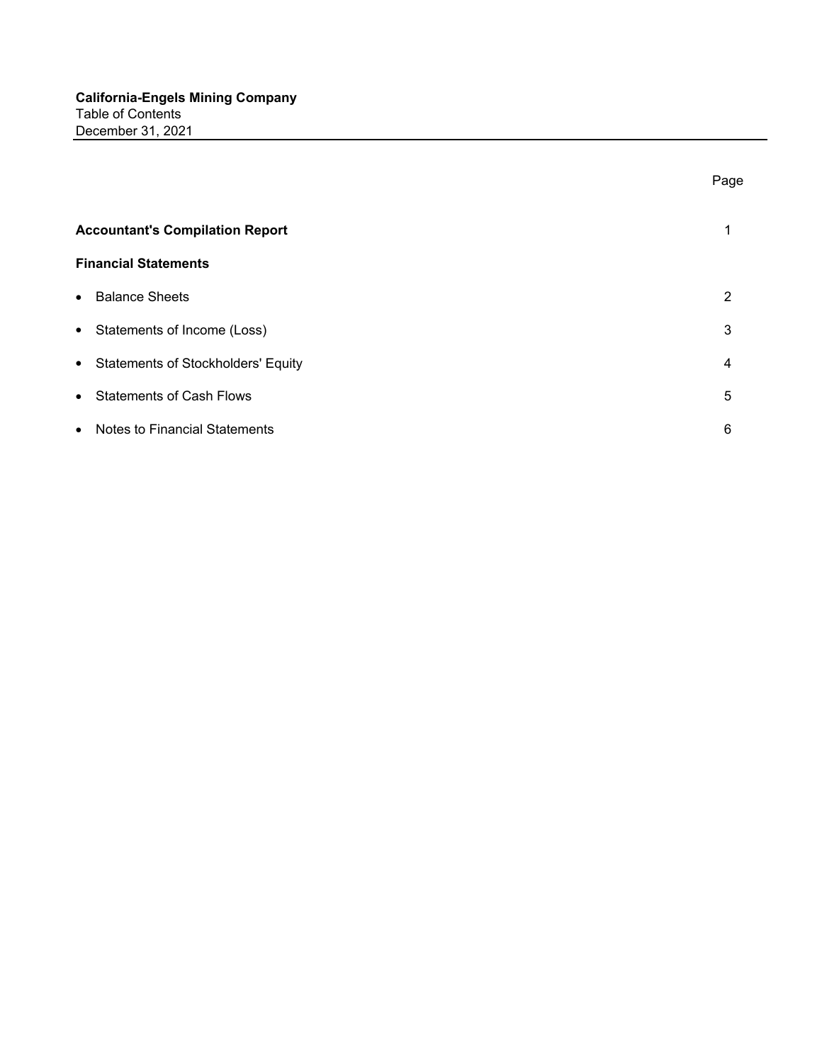**California-Engels Mining Company**
Table of Contents
December 31, 2021

| | Page |
|---|---|
| **Accountant's Compilation Report** | 1 |
| **Financial Statements** | |
| • Balance Sheets | 2 |
| • Statements of Income (Loss) | 3 |
| • Statements of Stockholders' Equity | 4 |
| • Statements of Cash Flows | 5 |
| • Notes to Financial Statements | 6 |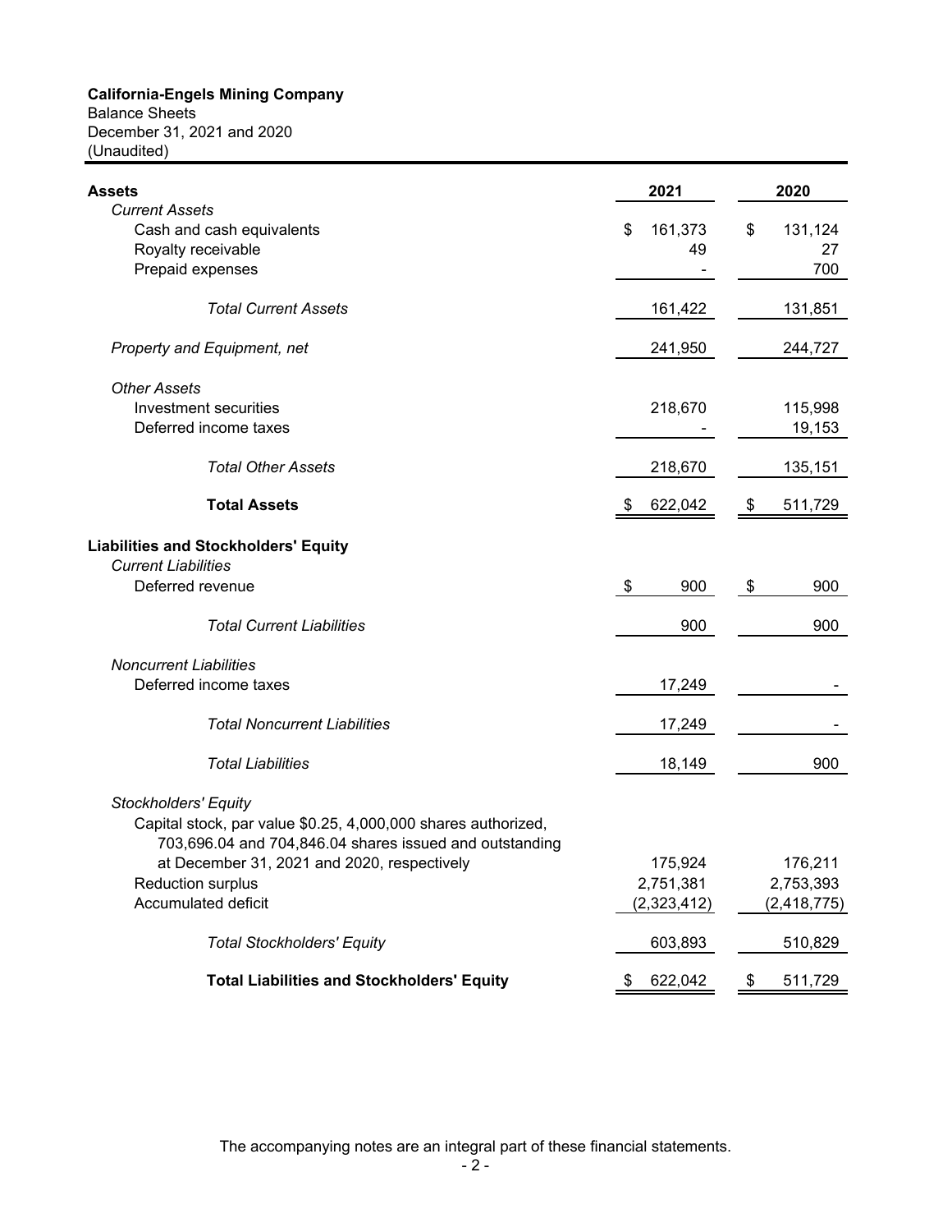**California-Engels Mining Company**
Balance Sheets
December 31, 2021 and 2020
(Unaudited)

| **Assets** | **2021** | **2020** |
|---|---|---|
| *Current Assets* | | |
| Cash and cash equivalents | $ 161,373 | $ 131,124 |
| Royalty receivable | 49 | 27 |
| Prepaid expenses | - | 700 |
| *Total Current Assets* | 161,422 | 131,851 |
| *Property and Equipment, net* | 241,950 | 244,727 |
| *Other Assets* | | |
| Investment securities | 218,670 | 115,998 |
| Deferred income taxes | - | 19,153 |
| *Total Other Assets* | 218,670 | 135,151 |
| **Total Assets** | $ 622,042 | $ 511,729 |
| **Liabilities and Stockholders' Equity** | | |
| *Current Liabilities* | | |
| Deferred revenue | $ 900 | $ 900 |
| *Total Current Liabilities* | 900 | 900 |
| *Noncurrent Liabilities* | | |
| Deferred income taxes | 17,249 | - |
| *Total Noncurrent Liabilities* | 17,249 | - |
| *Total Liabilities* | 18,149 | 900 |
| *Stockholders' Equity* | | |
| Capital stock, par value $0.25, 4,000,000 shares authorized, 703,696.04 and 704,846.04 shares issued and outstanding at December 31, 2021 and 2020, respectively | 175,924 | 176,211 |
| Reduction surplus | 2,751,381 | 2,753,393 |
| Accumulated deficit | (2,323,412) | (2,418,775) |
| *Total Stockholders' Equity* | 603,893 | 510,829 |
| **Total Liabilities and Stockholders' Equity** | $ 622,042 | $ 511,729 |

The accompanying notes are an integral part of these financial statements.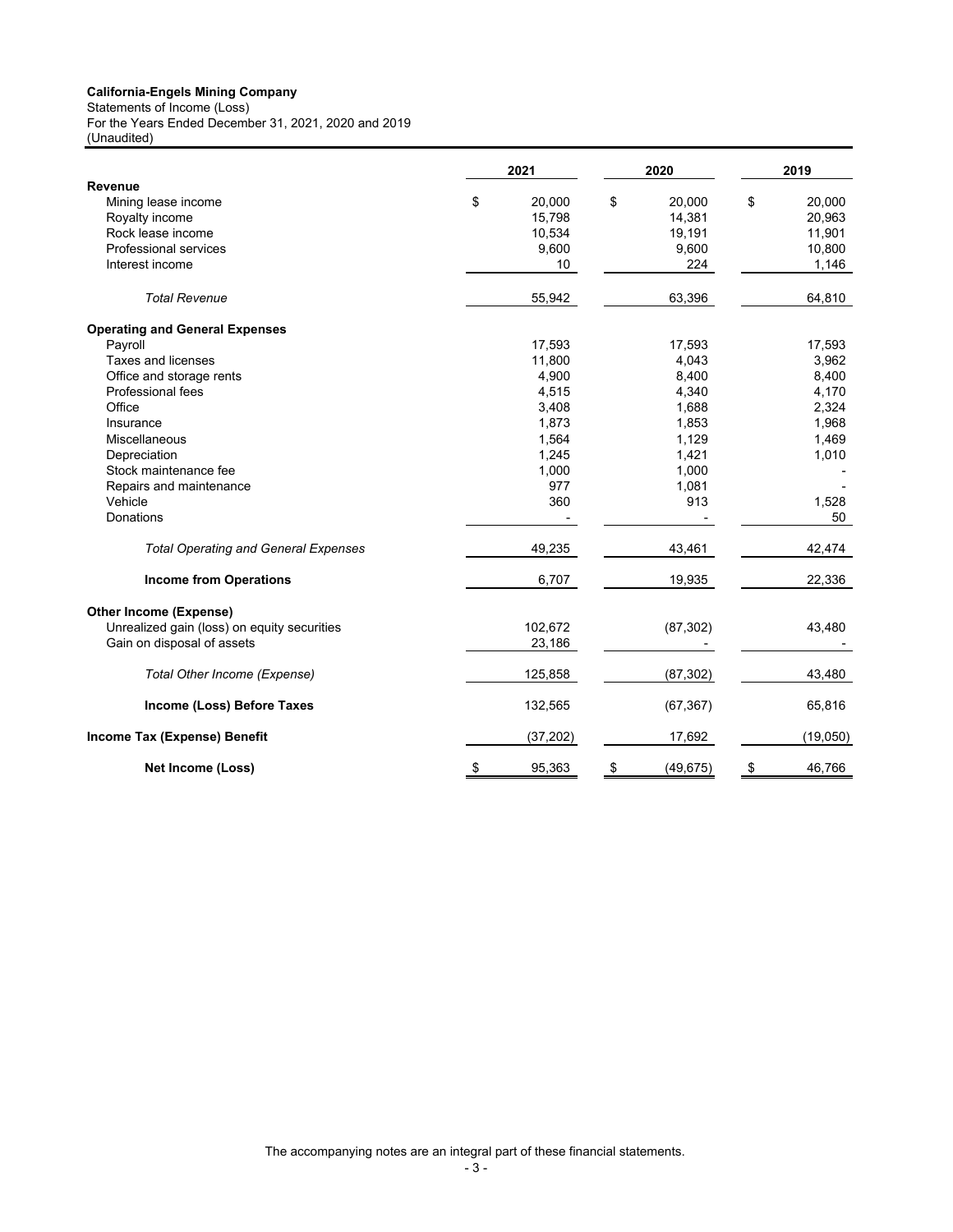**California-Engels Mining Company**
Statements of Income (Loss)
For the Years Ended December 31, 2021, 2020 and 2019
(Unaudited)

| | 2021 | 2020 | 2019 |
|---|---|---|---|
| **Revenue** | | | |
| Mining lease income | $ 20,000 | $ 20,000 | $ 20,000 |
| Royalty income | 15,798 | 14,381 | 20,963 |
| Rock lease income | 10,534 | 19,191 | 11,901 |
| Professional services | 9,600 | 9,600 | 10,800 |
| Interest income | 10 | 224 | 1,146 |
| *Total Revenue* | 55,942 | 63,396 | 64,810 |
| **Operating and General Expenses** | | | |
| Payroll | 17,593 | 17,593 | 17,593 |
| Taxes and licenses | 11,800 | 4,043 | 3,962 |
| Office and storage rents | 4,900 | 8,400 | 8,400 |
| Professional fees | 4,515 | 4,340 | 4,170 |
| Office | 3,408 | 1,688 | 2,324 |
| Insurance | 1,873 | 1,853 | 1,968 |
| Miscellaneous | 1,564 | 1,129 | 1,469 |
| Depreciation | 1,245 | 1,421 | 1,010 |
| Stock maintenance fee | 1,000 | 1,000 | - |
| Repairs and maintenance | 977 | 1,081 | - |
| Vehicle | 360 | 913 | 1,528 |
| Donations | - | - | 50 |
| *Total Operating and General Expenses* | 49,235 | 43,461 | 42,474 |
| **Income from Operations** | 6,707 | 19,935 | 22,336 |
| **Other Income (Expense)** | | | |
| Unrealized gain (loss) on equity securities | 102,672 | (87,302) | 43,480 |
| Gain on disposal of assets | 23,186 | - | - |
| *Total Other Income (Expense)* | 125,858 | (87,302) | 43,480 |
| **Income (Loss) Before Taxes** | 132,565 | (67,367) | 65,816 |
| **Income Tax (Expense) Benefit** | (37,202) | 17,692 | (19,050) |
| **Net Income (Loss)** | $ 95,363 | $ (49,675) | $ 46,766 |

The accompanying notes are an integral part of these financial statements.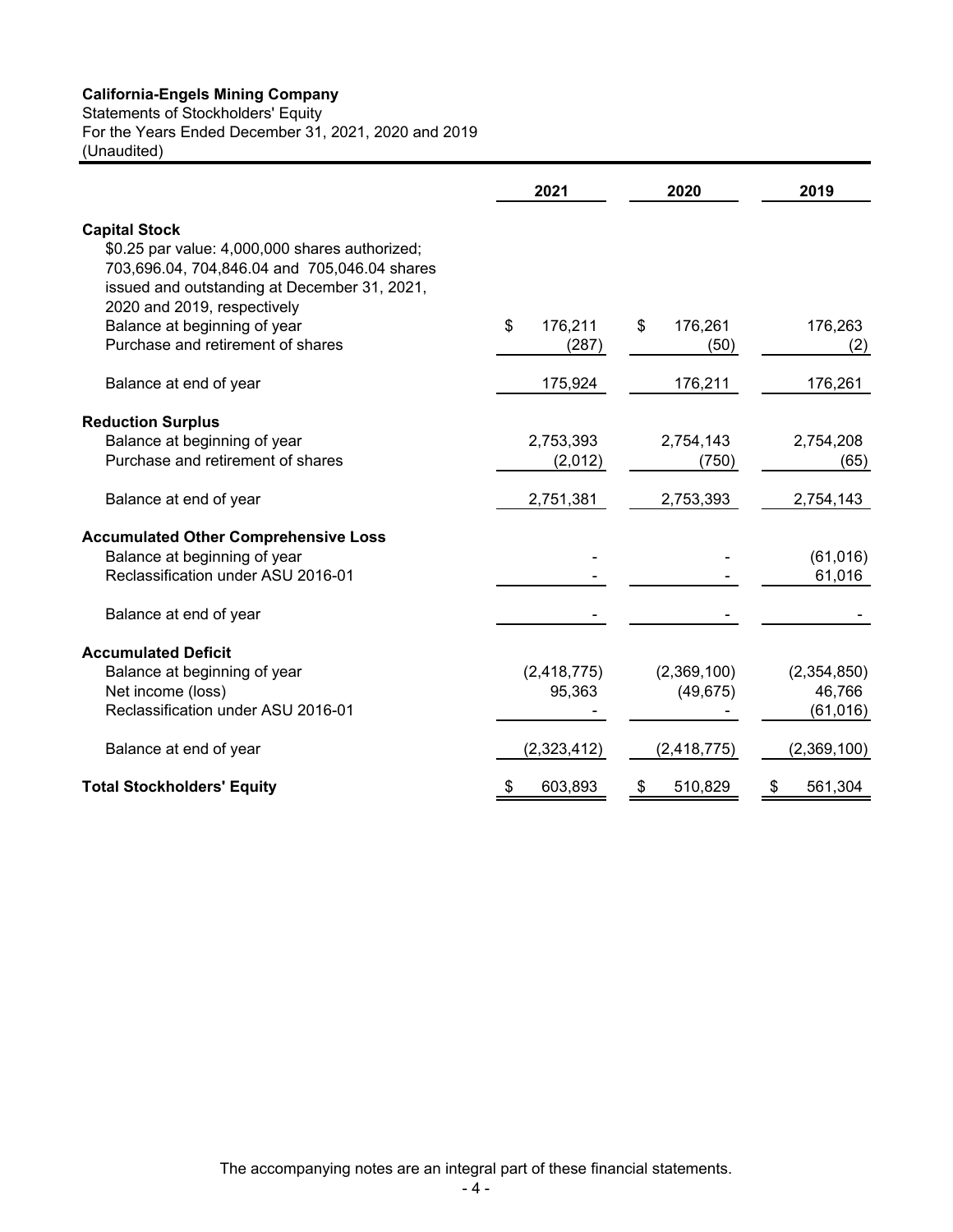**California-Engels Mining Company**
Statements of Stockholders' Equity
For the Years Ended December 31, 2021, 2020 and 2019
(Unaudited)

| | 2021 | 2020 | 2019 |
|---|---|---|---|
| **Capital Stock** | | | |
| $0.25 par value: 4,000,000 shares authorized; 703,696.04, 704,846.04 and 705,046.04 shares issued and outstanding at December 31, 2021, 2020 and 2019, respectively | | | |
| Balance at beginning of year | $ 176,211 | $ 176,261 | 176,263 |
| Purchase and retirement of shares | (287) | (50) | (2) |
| Balance at end of year | 175,924 | 176,211 | 176,261 |
| **Reduction Surplus** | | | |
| Balance at beginning of year | 2,753,393 | 2,754,143 | 2,754,208 |
| Purchase and retirement of shares | (2,012) | (750) | (65) |
| Balance at end of year | 2,751,381 | 2,753,393 | 2,754,143 |
| **Accumulated Other Comprehensive Loss** | | | |
| Balance at beginning of year | - | - | (61,016) |
| Reclassification under ASU 2016-01 | - | - | 61,016 |
| Balance at end of year | - | - | - |
| **Accumulated Deficit** | | | |
| Balance at beginning of year | (2,418,775) | (2,369,100) | (2,354,850) |
| Net income (loss) | 95,363 | (49,675) | 46,766 |
| Reclassification under ASU 2016-01 | - | - | (61,016) |
| Balance at end of year | (2,323,412) | (2,418,775) | (2,369,100) |
| **Total Stockholders' Equity** | $ 603,893 | $ 510,829 | $ 561,304 |

The accompanying notes are an integral part of these financial statements.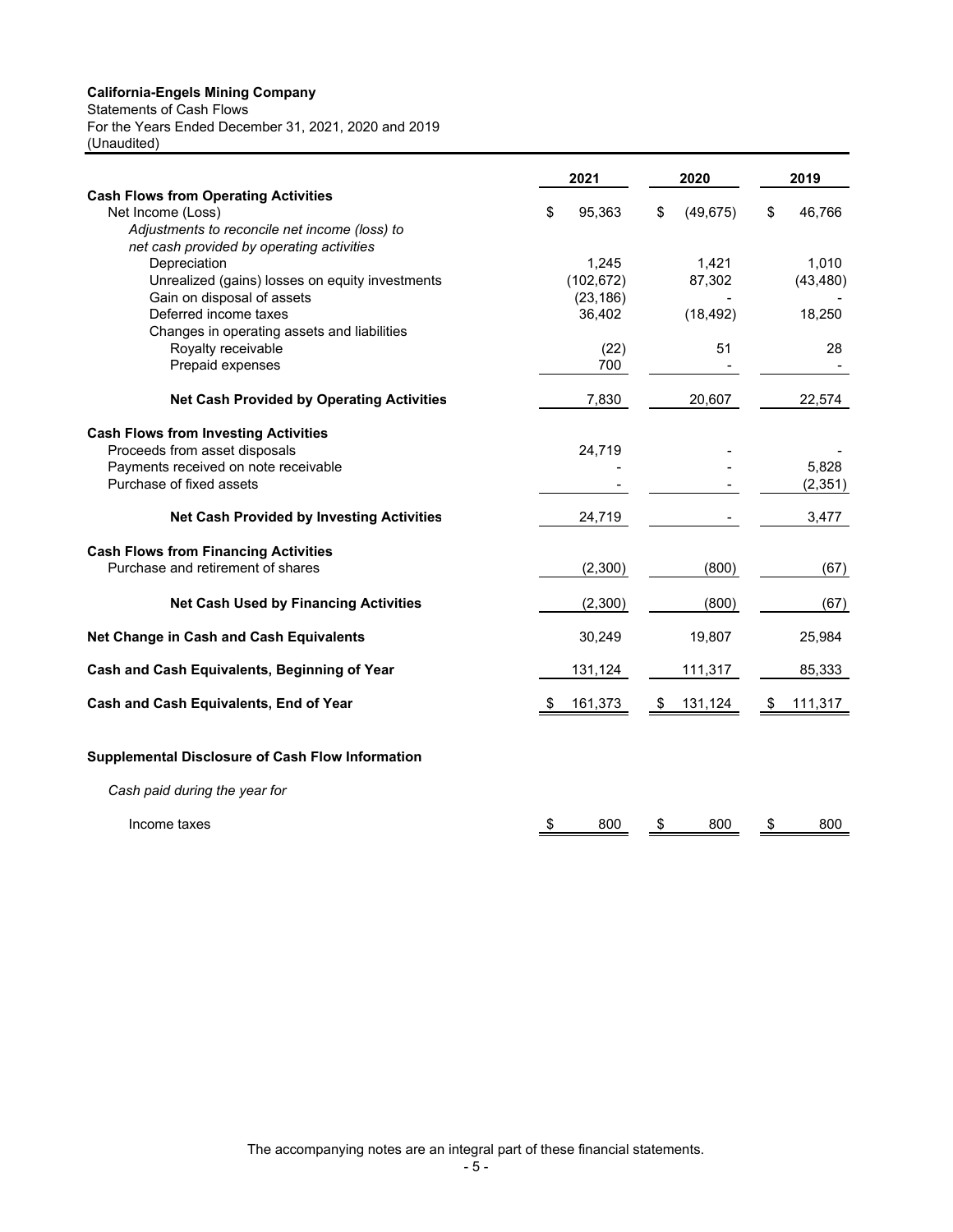**California-Engels Mining Company**

Statements of Cash Flows

For the Years Ended December 31, 2021, 2020 and 2019

(Unaudited)

| | 2021 | 2020 | 2019 |
|---|---|---|---|
| **Cash Flows from Operating Activities** | | | |
| Net Income (Loss) | $ 95,363 | $ (49,675) | $ 46,766 |
| *Adjustments to reconcile net income (loss) to net cash provided by operating activities* | | | |
| Depreciation | 1,245 | 1,421 | 1,010 |
| Unrealized (gains) losses on equity investments | (102,672) | 87,302 | (43,480) |
| Gain on disposal of assets | (23,186) | - | - |
| Deferred income taxes | 36,402 | (18,492) | 18,250 |
| Changes in operating assets and liabilities | | | |
| Royalty receivable | (22) | 51 | 28 |
| Prepaid expenses | 700 | - | - |
| **Net Cash Provided by Operating Activities** | 7,830 | 20,607 | 22,574 |
| **Cash Flows from Investing Activities** | | | |
| Proceeds from asset disposals | 24,719 | - | - |
| Payments received on note receivable | - | - | 5,828 |
| Purchase of fixed assets | - | - | (2,351) |
| **Net Cash Provided by Investing Activities** | 24,719 | - | 3,477 |
| **Cash Flows from Financing Activities** | | | |
| Purchase and retirement of shares | (2,300) | (800) | (67) |
| **Net Cash Used by Financing Activities** | (2,300) | (800) | (67) |
| **Net Change in Cash and Cash Equivalents** | 30,249 | 19,807 | 25,984 |
| **Cash and Cash Equivalents, Beginning of Year** | 131,124 | 111,317 | 85,333 |
| **Cash and Cash Equivalents, End of Year** | $ 161,373 | $ 131,124 | $ 111,317 |

**Supplemental Disclosure of Cash Flow Information**

*Cash paid during the year for*

| | 2021 | 2020 | 2019 |
|---|---|---|---|
| Income taxes | $ 800 | $ 800 | $ 800 |

The accompanying notes are an integral part of these financial statements.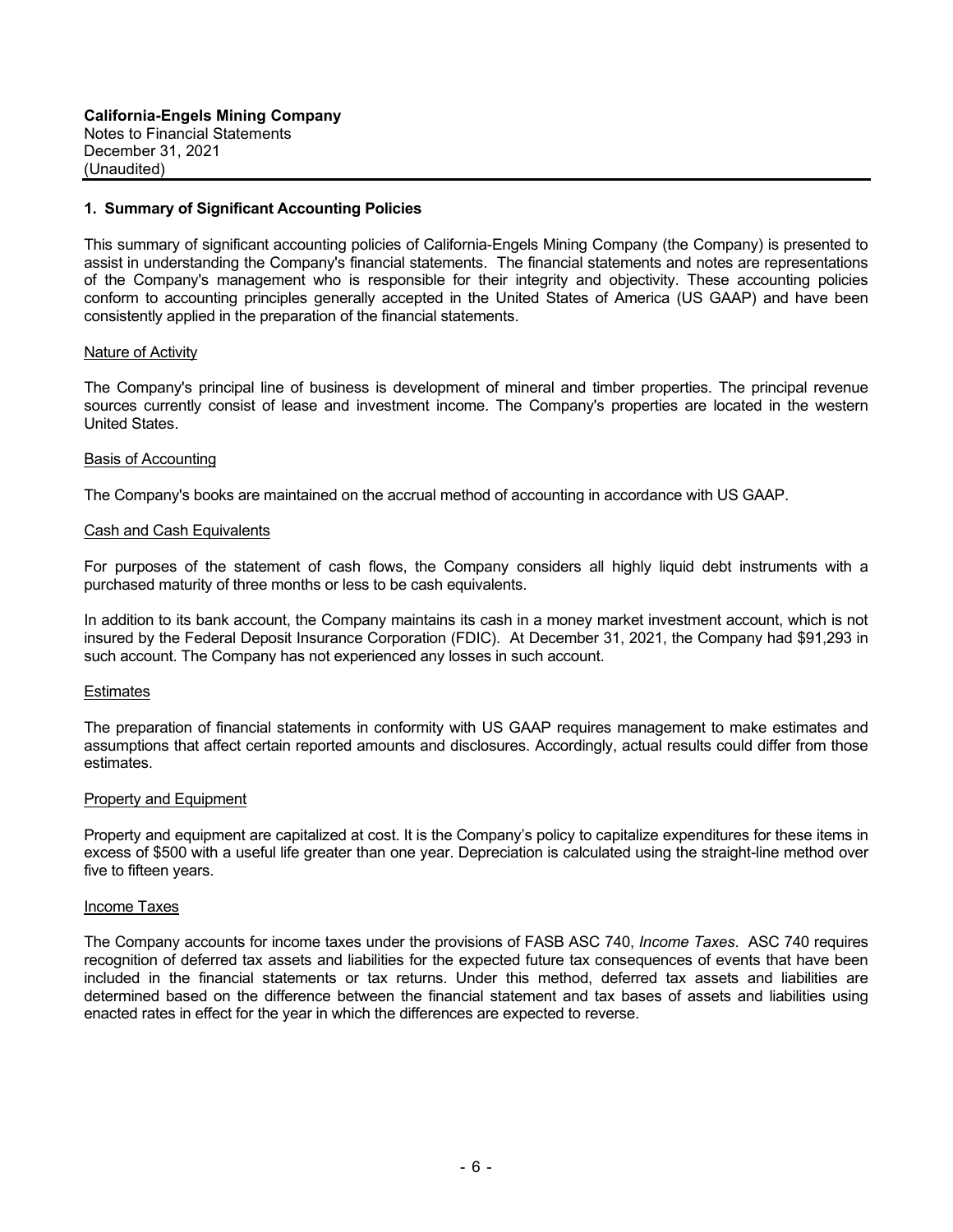**California-Engels Mining Company**
Notes to Financial Statements
December 31, 2021
(Unaudited)

## 1. Summary of Significant Accounting Policies

This summary of significant accounting policies of California-Engels Mining Company (the Company) is presented to assist in understanding the Company's financial statements. The financial statements and notes are representations of the Company's management who is responsible for their integrity and objectivity. These accounting policies conform to accounting principles generally accepted in the United States of America (US GAAP) and have been consistently applied in the preparation of the financial statements.

### Nature of Activity

The Company's principal line of business is development of mineral and timber properties. The principal revenue sources currently consist of lease and investment income. The Company's properties are located in the western United States.

### Basis of Accounting

The Company's books are maintained on the accrual method of accounting in accordance with US GAAP.

### Cash and Cash Equivalents

For purposes of the statement of cash flows, the Company considers all highly liquid debt instruments with a purchased maturity of three months or less to be cash equivalents.

In addition to its bank account, the Company maintains its cash in a money market investment account, which is not insured by the Federal Deposit Insurance Corporation (FDIC). At December 31, 2021, the Company had $91,293 in such account. The Company has not experienced any losses in such account.

### Estimates

The preparation of financial statements in conformity with US GAAP requires management to make estimates and assumptions that affect certain reported amounts and disclosures. Accordingly, actual results could differ from those estimates.

### Property and Equipment

Property and equipment are capitalized at cost. It is the Company's policy to capitalize expenditures for these items in excess of $500 with a useful life greater than one year. Depreciation is calculated using the straight-line method over five to fifteen years.

### Income Taxes

The Company accounts for income taxes under the provisions of FASB ASC 740, *Income Taxes*. ASC 740 requires recognition of deferred tax assets and liabilities for the expected future tax consequences of events that have been included in the financial statements or tax returns. Under this method, deferred tax assets and liabilities are determined based on the difference between the financial statement and tax bases of assets and liabilities using enacted rates in effect for the year in which the differences are expected to reverse.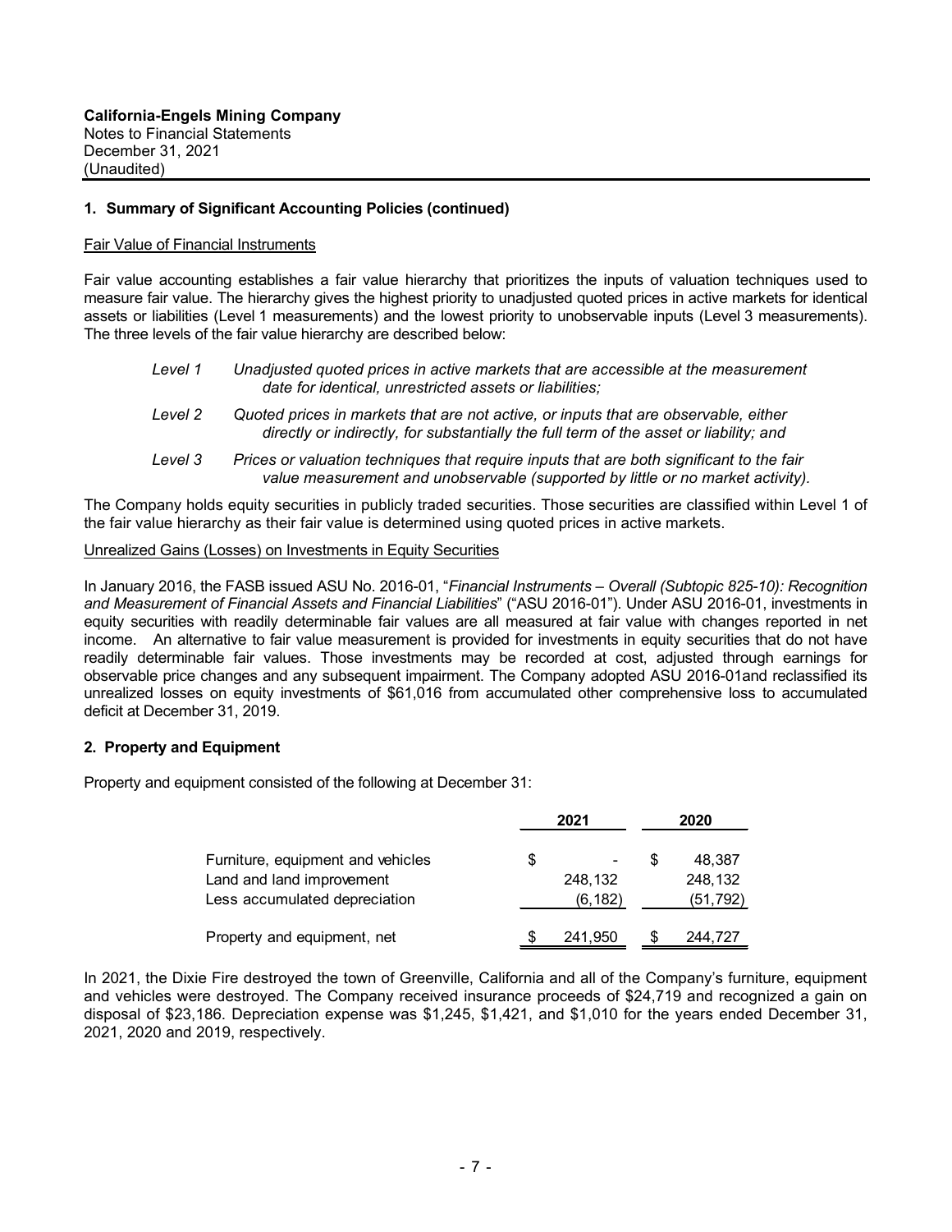**California-Engels Mining Company**
Notes to Financial Statements
December 31, 2021
(Unaudited)

## 1. Summary of Significant Accounting Policies (continued)

Fair Value of Financial Instruments

Fair value accounting establishes a fair value hierarchy that prioritizes the inputs of valuation techniques used to measure fair value. The hierarchy gives the highest priority to unadjusted quoted prices in active markets for identical assets or liabilities (Level 1 measurements) and the lowest priority to unobservable inputs (Level 3 measurements). The three levels of the fair value hierarchy are described below:

- *Level 1* — *Unadjusted quoted prices in active markets that are accessible at the measurement date for identical, unrestricted assets or liabilities;*
- *Level 2* — *Quoted prices in markets that are not active, or inputs that are observable, either directly or indirectly, for substantially the full term of the asset or liability; and*
- *Level 3* — *Prices or valuation techniques that require inputs that are both significant to the fair value measurement and unobservable (supported by little or no market activity).*

The Company holds equity securities in publicly traded securities. Those securities are classified within Level 1 of the fair value hierarchy as their fair value is determined using quoted prices in active markets.

Unrealized Gains (Losses) on Investments in Equity Securities

In January 2016, the FASB issued ASU No. 2016-01, "*Financial Instruments – Overall (Subtopic 825-10): Recognition and Measurement of Financial Assets and Financial Liabilities*" ("ASU 2016-01"). Under ASU 2016-01, investments in equity securities with readily determinable fair values are all measured at fair value with changes reported in net income. An alternative to fair value measurement is provided for investments in equity securities that do not have readily determinable fair values. Those investments may be recorded at cost, adjusted through earnings for observable price changes and any subsequent impairment. The Company adopted ASU 2016-01and reclassified its unrealized losses on equity investments of $61,016 from accumulated other comprehensive loss to accumulated deficit at December 31, 2019.

## 2. Property and Equipment

Property and equipment consisted of the following at December 31:

| | 2021 | 2020 |
|---|---|---|
| Furniture, equipment and vehicles | $ - | $ 48,387 |
| Land and land improvement | 248,132 | 248,132 |
| Less accumulated depreciation | (6,182) | (51,792) |
| Property and equipment, net | $ 241,950 | $ 244,727 |

In 2021, the Dixie Fire destroyed the town of Greenville, California and all of the Company's furniture, equipment and vehicles were destroyed. The Company received insurance proceeds of $24,719 and recognized a gain on disposal of $23,186. Depreciation expense was $1,245, $1,421, and $1,010 for the years ended December 31, 2021, 2020 and 2019, respectively.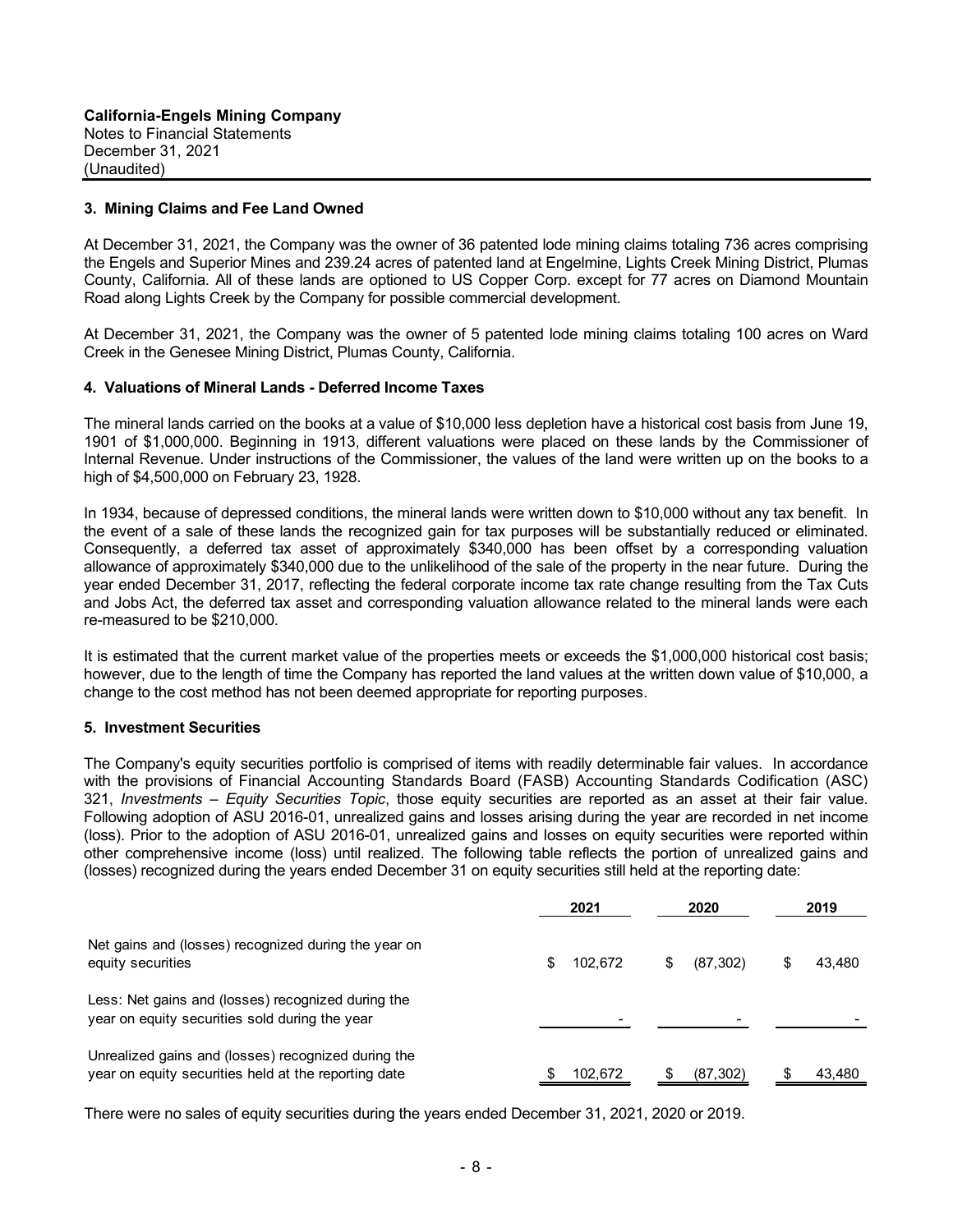**California-Engels Mining Company**
Notes to Financial Statements
December 31, 2021
(Unaudited)

### 3. Mining Claims and Fee Land Owned

At December 31, 2021, the Company was the owner of 36 patented lode mining claims totaling 736 acres comprising the Engels and Superior Mines and 239.24 acres of patented land at Engelmine, Lights Creek Mining District, Plumas County, California. All of these lands are optioned to US Copper Corp. except for 77 acres on Diamond Mountain Road along Lights Creek by the Company for possible commercial development.

At December 31, 2021, the Company was the owner of 5 patented lode mining claims totaling 100 acres on Ward Creek in the Genesee Mining District, Plumas County, California.

### 4. Valuations of Mineral Lands - Deferred Income Taxes

The mineral lands carried on the books at a value of $10,000 less depletion have a historical cost basis from June 19, 1901 of $1,000,000. Beginning in 1913, different valuations were placed on these lands by the Commissioner of Internal Revenue. Under instructions of the Commissioner, the values of the land were written up on the books to a high of $4,500,000 on February 23, 1928.

In 1934, because of depressed conditions, the mineral lands were written down to $10,000 without any tax benefit. In the event of a sale of these lands the recognized gain for tax purposes will be substantially reduced or eliminated. Consequently, a deferred tax asset of approximately $340,000 has been offset by a corresponding valuation allowance of approximately $340,000 due to the unlikelihood of the sale of the property in the near future. During the year ended December 31, 2017, reflecting the federal corporate income tax rate change resulting from the Tax Cuts and Jobs Act, the deferred tax asset and corresponding valuation allowance related to the mineral lands were each re-measured to be $210,000.

It is estimated that the current market value of the properties meets or exceeds the $1,000,000 historical cost basis; however, due to the length of time the Company has reported the land values at the written down value of $10,000, a change to the cost method has not been deemed appropriate for reporting purposes.

### 5. Investment Securities

The Company's equity securities portfolio is comprised of items with readily determinable fair values. In accordance with the provisions of Financial Accounting Standards Board (FASB) Accounting Standards Codification (ASC) 321, *Investments – Equity Securities Topic*, those equity securities are reported as an asset at their fair value. Following adoption of ASU 2016-01, unrealized gains and losses arising during the year are recorded in net income (loss). Prior to the adoption of ASU 2016-01, unrealized gains and losses on equity securities were reported within other comprehensive income (loss) until realized. The following table reflects the portion of unrealized gains and (losses) recognized during the years ended December 31 on equity securities still held at the reporting date:

| | 2021 | 2020 | 2019 |
|---|---|---|---|
| Net gains and (losses) recognized during the year on equity securities | $ 102,672 | $ (87,302) | $ 43,480 |
| Less: Net gains and (losses) recognized during the year on equity securities sold during the year | - | - | - |
| Unrealized gains and (losses) recognized during the year on equity securities held at the reporting date | $ 102,672 | $ (87,302) | $ 43,480 |

There were no sales of equity securities during the years ended December 31, 2021, 2020 or 2019.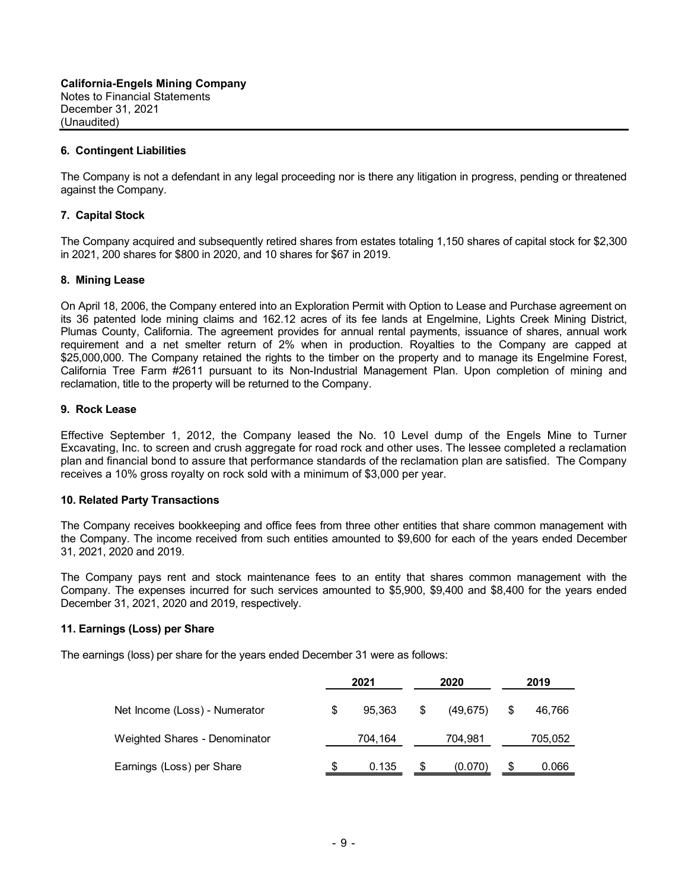**California-Engels Mining Company**
Notes to Financial Statements
December 31, 2021
(Unaudited)

### 6. Contingent Liabilities

The Company is not a defendant in any legal proceeding nor is there any litigation in progress, pending or threatened against the Company.

### 7. Capital Stock

The Company acquired and subsequently retired shares from estates totaling 1,150 shares of capital stock for $2,300 in 2021, 200 shares for $800 in 2020, and 10 shares for $67 in 2019.

### 8. Mining Lease

On April 18, 2006, the Company entered into an Exploration Permit with Option to Lease and Purchase agreement on its 36 patented lode mining claims and 162.12 acres of its fee lands at Engelmine, Lights Creek Mining District, Plumas County, California. The agreement provides for annual rental payments, issuance of shares, annual work requirement and a net smelter return of 2% when in production. Royalties to the Company are capped at $25,000,000. The Company retained the rights to the timber on the property and to manage its Engelmine Forest, California Tree Farm #2611 pursuant to its Non-Industrial Management Plan. Upon completion of mining and reclamation, title to the property will be returned to the Company.

### 9. Rock Lease

Effective September 1, 2012, the Company leased the No. 10 Level dump of the Engels Mine to Turner Excavating, Inc. to screen and crush aggregate for road rock and other uses. The lessee completed a reclamation plan and financial bond to assure that performance standards of the reclamation plan are satisfied. The Company receives a 10% gross royalty on rock sold with a minimum of $3,000 per year.

### 10. Related Party Transactions

The Company receives bookkeeping and office fees from three other entities that share common management with the Company. The income received from such entities amounted to $9,600 for each of the years ended December 31, 2021, 2020 and 2019.

The Company pays rent and stock maintenance fees to an entity that shares common management with the Company. The expenses incurred for such services amounted to $5,900, $9,400 and $8,400 for the years ended December 31, 2021, 2020 and 2019, respectively.

### 11. Earnings (Loss) per Share

The earnings (loss) per share for the years ended December 31 were as follows:

| | 2021 | 2020 | 2019 |
|---|---|---|---|
| Net Income (Loss) - Numerator | $ 95,363 | $ (49,675) | $ 46,766 |
| Weighted Shares - Denominator | 704,164 | 704,981 | 705,052 |
| Earnings (Loss) per Share | $ 0.135 | $ (0.070) | $ 0.066 |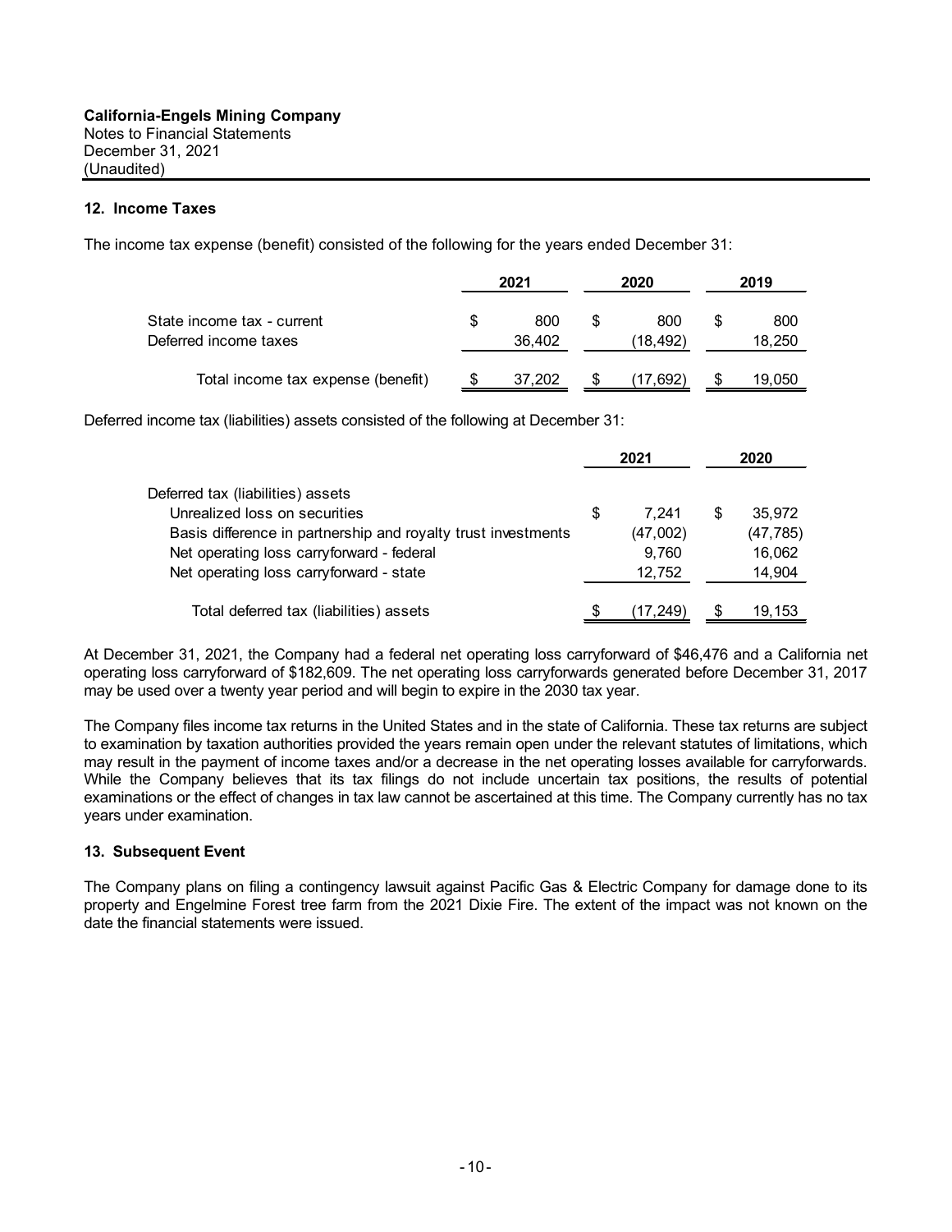**California-Engels Mining Company**
Notes to Financial Statements
December 31, 2021
(Unaudited)

## 12. Income Taxes

The income tax expense (benefit) consisted of the following for the years ended December 31:

| | 2021 | 2020 | 2019 |
|---|---|---|---|
| State income tax - current | $ 800 | $ 800 | $ 800 |
| Deferred income taxes | 36,402 | (18,492) | 18,250 |
| Total income tax expense (benefit) | $ 37,202 | $ (17,692) | $ 19,050 |

Deferred income tax (liabilities) assets consisted of the following at December 31:

| | 2021 | 2020 |
|---|---|---|
| Deferred tax (liabilities) assets | | |
| Unrealized loss on securities | $ 7,241 | $ 35,972 |
| Basis difference in partnership and royalty trust investments | (47,002) | (47,785) |
| Net operating loss carryforward - federal | 9,760 | 16,062 |
| Net operating loss carryforward - state | 12,752 | 14,904 |
| Total deferred tax (liabilities) assets | $ (17,249) | $ 19,153 |

At December 31, 2021, the Company had a federal net operating loss carryforward of $46,476 and a California net operating loss carryforward of $182,609. The net operating loss carryforwards generated before December 31, 2017 may be used over a twenty year period and will begin to expire in the 2030 tax year.

The Company files income tax returns in the United States and in the state of California. These tax returns are subject to examination by taxation authorities provided the years remain open under the relevant statutes of limitations, which may result in the payment of income taxes and/or a decrease in the net operating losses available for carryforwards. While the Company believes that its tax filings do not include uncertain tax positions, the results of potential examinations or the effect of changes in tax law cannot be ascertained at this time. The Company currently has no tax years under examination.

## 13. Subsequent Event

The Company plans on filing a contingency lawsuit against Pacific Gas & Electric Company for damage done to its property and Engelmine Forest tree farm from the 2021 Dixie Fire. The extent of the impact was not known on the date the financial statements were issued.